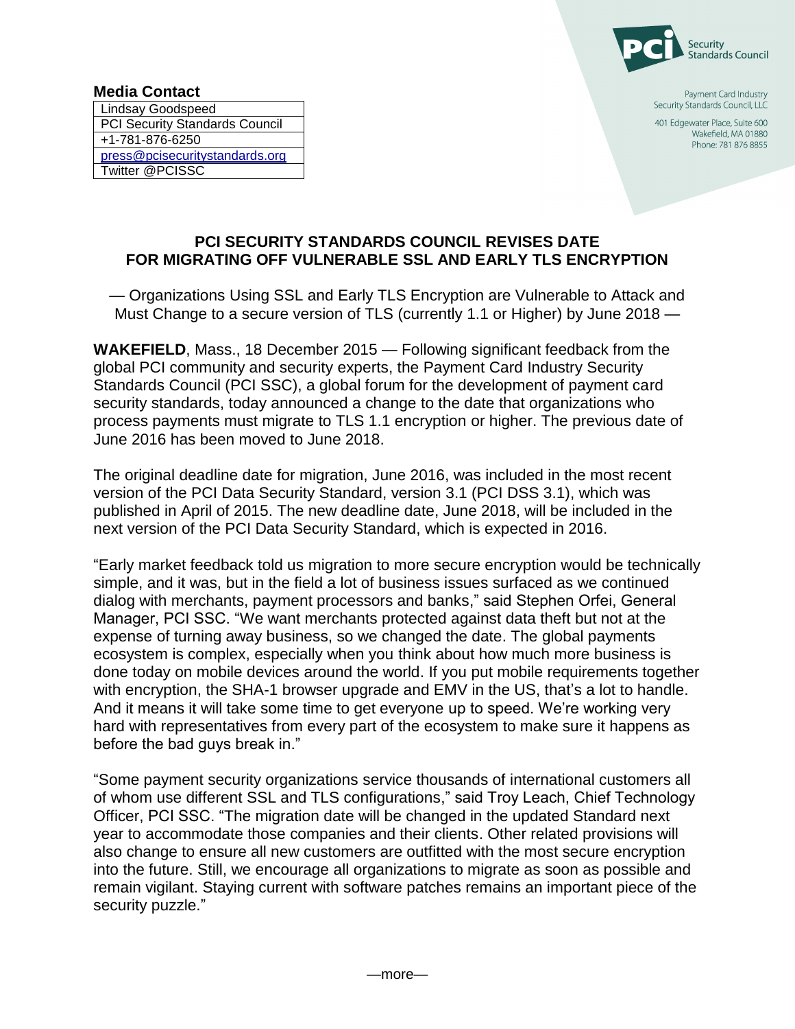**Media Contact**

| Lindsay Goodspeed |
|---|
| PCI Security Standards Council |
| +1-781-876-6250 |
| press@pcisecuritystandards.org |
| Twitter @PCISSC |

PCI Security Standards Council

Payment Card Industry Security Standards Council, LLC

401 Edgewater Place, Suite 600
Wakefield, MA 01880
Phone: 781 876 8855

# PCI SECURITY STANDARDS COUNCIL REVISES DATE FOR MIGRATING OFF VULNERABLE SSL AND EARLY TLS ENCRYPTION

— Organizations Using SSL and Early TLS Encryption are Vulnerable to Attack and Must Change to a secure version of TLS (currently 1.1 or Higher) by June 2018 —

**WAKEFIELD**, Mass., 18 December 2015 — Following significant feedback from the global PCI community and security experts, the Payment Card Industry Security Standards Council (PCI SSC), a global forum for the development of payment card security standards, today announced a change to the date that organizations who process payments must migrate to TLS 1.1 encryption or higher. The previous date of June 2016 has been moved to June 2018.

The original deadline date for migration, June 2016, was included in the most recent version of the PCI Data Security Standard, version 3.1 (PCI DSS 3.1), which was published in April of 2015. The new deadline date, June 2018, will be included in the next version of the PCI Data Security Standard, which is expected in 2016.

"Early market feedback told us migration to more secure encryption would be technically simple, and it was, but in the field a lot of business issues surfaced as we continued dialog with merchants, payment processors and banks," said Stephen Orfei, General Manager, PCI SSC. "We want merchants protected against data theft but not at the expense of turning away business, so we changed the date. The global payments ecosystem is complex, especially when you think about how much more business is done today on mobile devices around the world. If you put mobile requirements together with encryption, the SHA-1 browser upgrade and EMV in the US, that's a lot to handle. And it means it will take some time to get everyone up to speed. We're working very hard with representatives from every part of the ecosystem to make sure it happens as before the bad guys break in."

"Some payment security organizations service thousands of international customers all of whom use different SSL and TLS configurations," said Troy Leach, Chief Technology Officer, PCI SSC. "The migration date will be changed in the updated Standard next year to accommodate those companies and their clients. Other related provisions will also change to ensure all new customers are outfitted with the most secure encryption into the future. Still, we encourage all organizations to migrate as soon as possible and remain vigilant. Staying current with software patches remains an important piece of the security puzzle."

—more—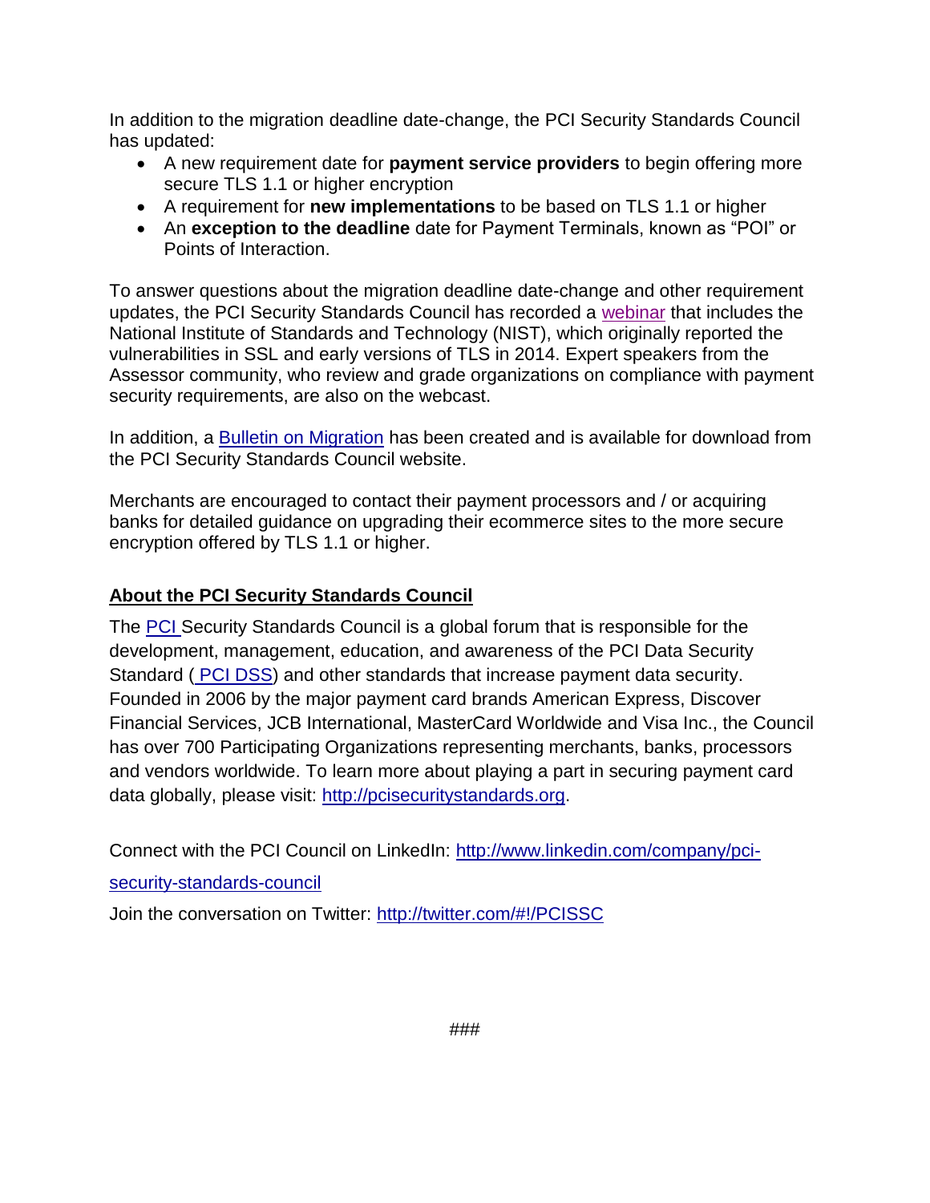In addition to the migration deadline date-change, the PCI Security Standards Council has updated:

- A new requirement date for **payment service providers** to begin offering more secure TLS 1.1 or higher encryption
- A requirement for **new implementations** to be based on TLS 1.1 or higher
- An **exception to the deadline** date for Payment Terminals, known as "POI" or Points of Interaction.

To answer questions about the migration deadline date-change and other requirement updates, the PCI Security Standards Council has recorded a webinar that includes the National Institute of Standards and Technology (NIST), which originally reported the vulnerabilities in SSL and early versions of TLS in 2014. Expert speakers from the Assessor community, who review and grade organizations on compliance with payment security requirements, are also on the webcast.

In addition, a Bulletin on Migration has been created and is available for download from the PCI Security Standards Council website.

Merchants are encouraged to contact their payment processors and / or acquiring banks for detailed guidance on upgrading their ecommerce sites to the more secure encryption offered by TLS 1.1 or higher.

## About the PCI Security Standards Council

The PCI Security Standards Council is a global forum that is responsible for the development, management, education, and awareness of the PCI Data Security Standard ( PCI DSS) and other standards that increase payment data security. Founded in 2006 by the major payment card brands American Express, Discover Financial Services, JCB International, MasterCard Worldwide and Visa Inc., the Council has over 700 Participating Organizations representing merchants, banks, processors and vendors worldwide. To learn more about playing a part in securing payment card data globally, please visit: http://pcisecuritystandards.org.

Connect with the PCI Council on LinkedIn: http://www.linkedin.com/company/pci-security-standards-council

Join the conversation on Twitter: http://twitter.com/#!/PCISSC

###